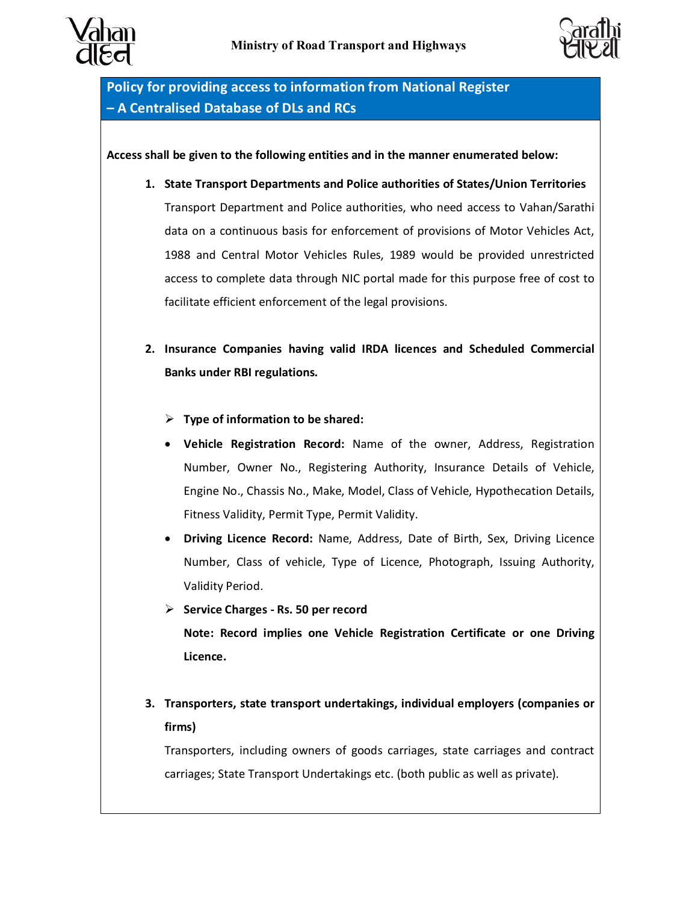Ministry of Road Transport and Highways

# Policy for providing access to information from National Register – A Centralised Database of DLs and RCs

**Access shall be given to the following entities and in the manner enumerated below:**

1. **State Transport Departments and Police authorities of States/Union Territories**

   Transport Department and Police authorities, who need access to Vahan/Sarathi data on a continuous basis for enforcement of provisions of Motor Vehicles Act, 1988 and Central Motor Vehicles Rules, 1989 would be provided unrestricted access to complete data through NIC portal made for this purpose free of cost to facilitate efficient enforcement of the legal provisions.

2. **Insurance Companies having valid IRDA licences and Scheduled Commercial Banks under RBI regulations.**

   - **Type of information to be shared:**
   - **Vehicle Registration Record:** Name of the owner, Address, Registration Number, Owner No., Registering Authority, Insurance Details of Vehicle, Engine No., Chassis No., Make, Model, Class of Vehicle, Hypothecation Details, Fitness Validity, Permit Type, Permit Validity.
   - **Driving Licence Record:** Name, Address, Date of Birth, Sex, Driving Licence Number, Class of vehicle, Type of Licence, Photograph, Issuing Authority, Validity Period.
   - **Service Charges - Rs. 50 per record**

     **Note: Record implies one Vehicle Registration Certificate or one Driving Licence.**

3. **Transporters, state transport undertakings, individual employers (companies or firms)**

   Transporters, including owners of goods carriages, state carriages and contract carriages; State Transport Undertakings etc. (both public as well as private).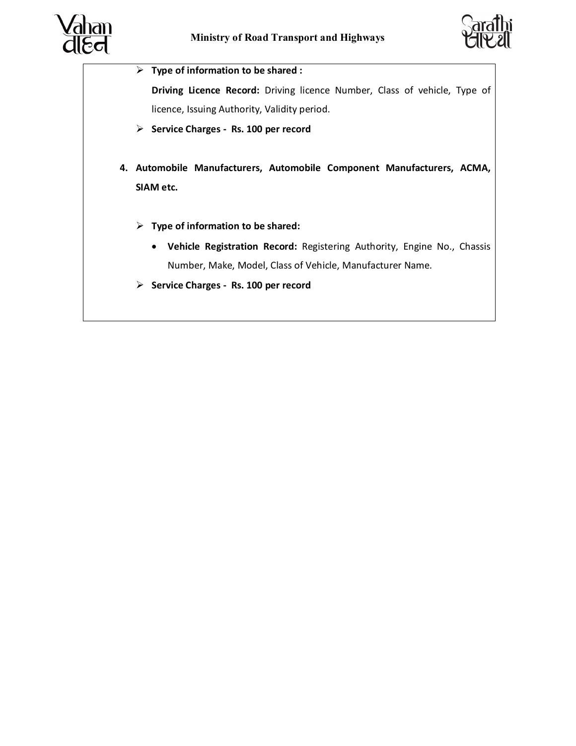- **Type of information to be shared :**

  **Driving Licence Record:** Driving licence Number, Class of vehicle, Type of licence, Issuing Authority, Validity period.

- **Service Charges - Rs. 100 per record**

4. **Automobile Manufacturers, Automobile Component Manufacturers, ACMA, SIAM etc.**

   - **Type of information to be shared:**
     - **Vehicle Registration Record:** Registering Authority, Engine No., Chassis Number, Make, Model, Class of Vehicle, Manufacturer Name.
   - **Service Charges - Rs. 100 per record**